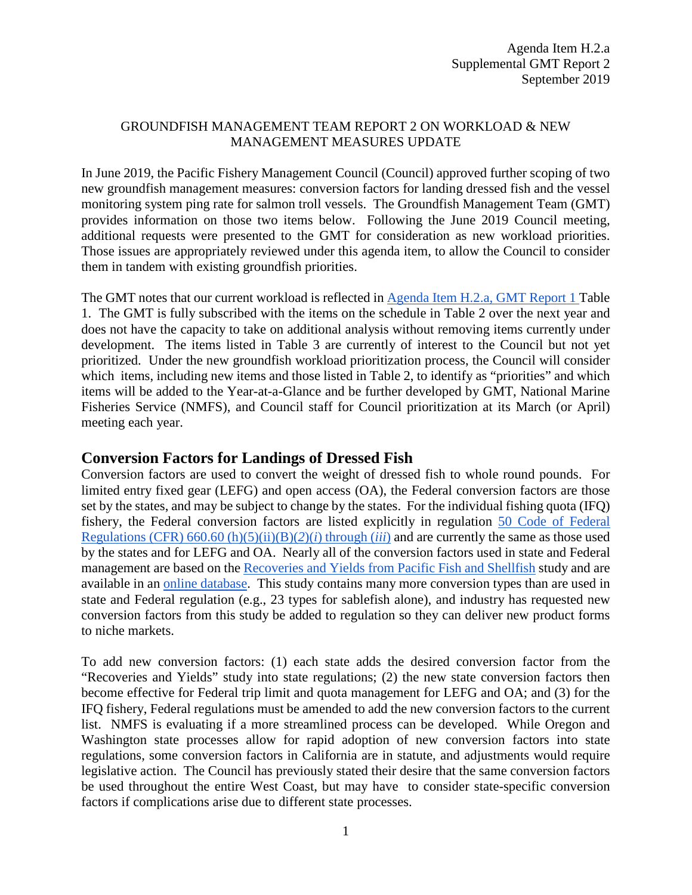Agenda Item H.2.a
Supplemental GMT Report 2
September 2019

GROUNDFISH MANAGEMENT TEAM REPORT 2 ON WORKLOAD & NEW MANAGEMENT MEASURES UPDATE

In June 2019, the Pacific Fishery Management Council (Council) approved further scoping of two new groundfish management measures: conversion factors for landing dressed fish and the vessel monitoring system ping rate for salmon troll vessels. The Groundfish Management Team (GMT) provides information on those two items below. Following the June 2019 Council meeting, additional requests were presented to the GMT for consideration as new workload priorities. Those issues are appropriately reviewed under this agenda item, to allow the Council to consider them in tandem with existing groundfish priorities.

The GMT notes that our current workload is reflected in Agenda Item H.2.a, GMT Report 1 Table 1. The GMT is fully subscribed with the items on the schedule in Table 2 over the next year and does not have the capacity to take on additional analysis without removing items currently under development. The items listed in Table 3 are currently of interest to the Council but not yet prioritized. Under the new groundfish workload prioritization process, the Council will consider which items, including new items and those listed in Table 2, to identify as "priorities" and which items will be added to the Year-at-a-Glance and be further developed by GMT, National Marine Fisheries Service (NMFS), and Council staff for Council prioritization at its March (or April) meeting each year.

## Conversion Factors for Landings of Dressed Fish

Conversion factors are used to convert the weight of dressed fish to whole round pounds. For limited entry fixed gear (LEFG) and open access (OA), the Federal conversion factors are those set by the states, and may be subject to change by the states. For the individual fishing quota (IFQ) fishery, the Federal conversion factors are listed explicitly in regulation 50 Code of Federal Regulations (CFR) 660.60 (h)(5)(ii)(B)(*2*)(*i*) through (*iii*) and are currently the same as those used by the states and for LEFG and OA. Nearly all of the conversion factors used in state and Federal management are based on the Recoveries and Yields from Pacific Fish and Shellfish study and are available in an online database. This study contains many more conversion types than are used in state and Federal regulation (e.g., 23 types for sablefish alone), and industry has requested new conversion factors from this study be added to regulation so they can deliver new product forms to niche markets.

To add new conversion factors: (1) each state adds the desired conversion factor from the "Recoveries and Yields" study into state regulations; (2) the new state conversion factors then become effective for Federal trip limit and quota management for LEFG and OA; and (3) for the IFQ fishery, Federal regulations must be amended to add the new conversion factors to the current list. NMFS is evaluating if a more streamlined process can be developed. While Oregon and Washington state processes allow for rapid adoption of new conversion factors into state regulations, some conversion factors in California are in statute, and adjustments would require legislative action. The Council has previously stated their desire that the same conversion factors be used throughout the entire West Coast, but may have to consider state-specific conversion factors if complications arise due to different state processes.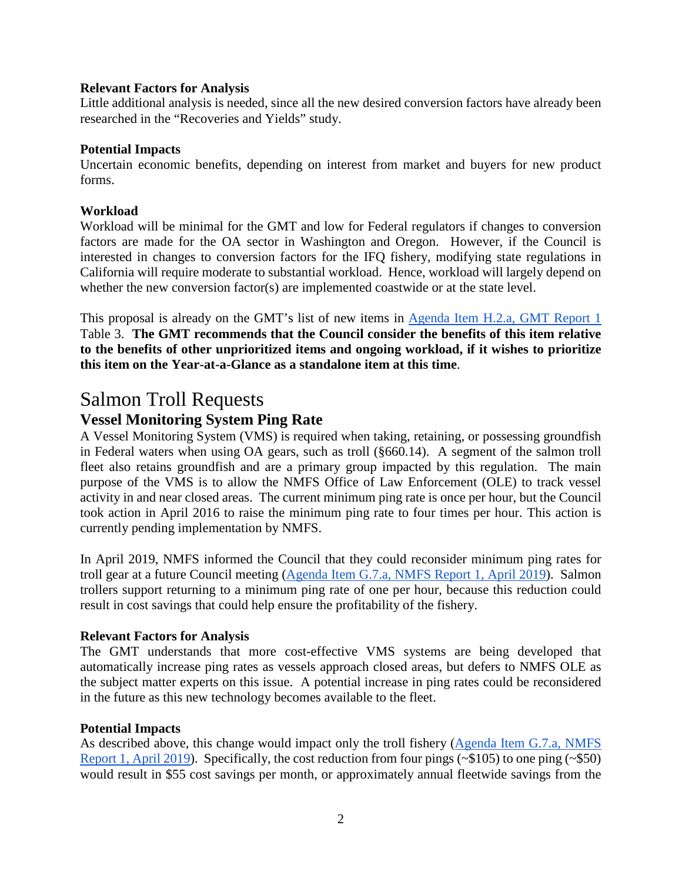**Relevant Factors for Analysis**

Little additional analysis is needed, since all the new desired conversion factors have already been researched in the "Recoveries and Yields" study.

**Potential Impacts**

Uncertain economic benefits, depending on interest from market and buyers for new product forms.

**Workload**

Workload will be minimal for the GMT and low for Federal regulators if changes to conversion factors are made for the OA sector in Washington and Oregon. However, if the Council is interested in changes to conversion factors for the IFQ fishery, modifying state regulations in California will require moderate to substantial workload. Hence, workload will largely depend on whether the new conversion factor(s) are implemented coastwide or at the state level.

This proposal is already on the GMT's list of new items in Agenda Item H.2.a, GMT Report 1 Table 3. **The GMT recommends that the Council consider the benefits of this item relative to the benefits of other unprioritized items and ongoing workload, if it wishes to prioritize this item on the Year-at-a-Glance as a standalone item at this time**.

# Salmon Troll Requests

## Vessel Monitoring System Ping Rate

A Vessel Monitoring System (VMS) is required when taking, retaining, or possessing groundfish in Federal waters when using OA gears, such as troll (§660.14). A segment of the salmon troll fleet also retains groundfish and are a primary group impacted by this regulation. The main purpose of the VMS is to allow the NMFS Office of Law Enforcement (OLE) to track vessel activity in and near closed areas. The current minimum ping rate is once per hour, but the Council took action in April 2016 to raise the minimum ping rate to four times per hour. This action is currently pending implementation by NMFS.

In April 2019, NMFS informed the Council that they could reconsider minimum ping rates for troll gear at a future Council meeting (Agenda Item G.7.a, NMFS Report 1, April 2019). Salmon trollers support returning to a minimum ping rate of one per hour, because this reduction could result in cost savings that could help ensure the profitability of the fishery.

**Relevant Factors for Analysis**

The GMT understands that more cost-effective VMS systems are being developed that automatically increase ping rates as vessels approach closed areas, but defers to NMFS OLE as the subject matter experts on this issue. A potential increase in ping rates could be reconsidered in the future as this new technology becomes available to the fleet.

**Potential Impacts**

As described above, this change would impact only the troll fishery (Agenda Item G.7.a, NMFS Report 1, April 2019). Specifically, the cost reduction from four pings (~$105) to one ping (~$50) would result in $55 cost savings per month, or approximately annual fleetwide savings from the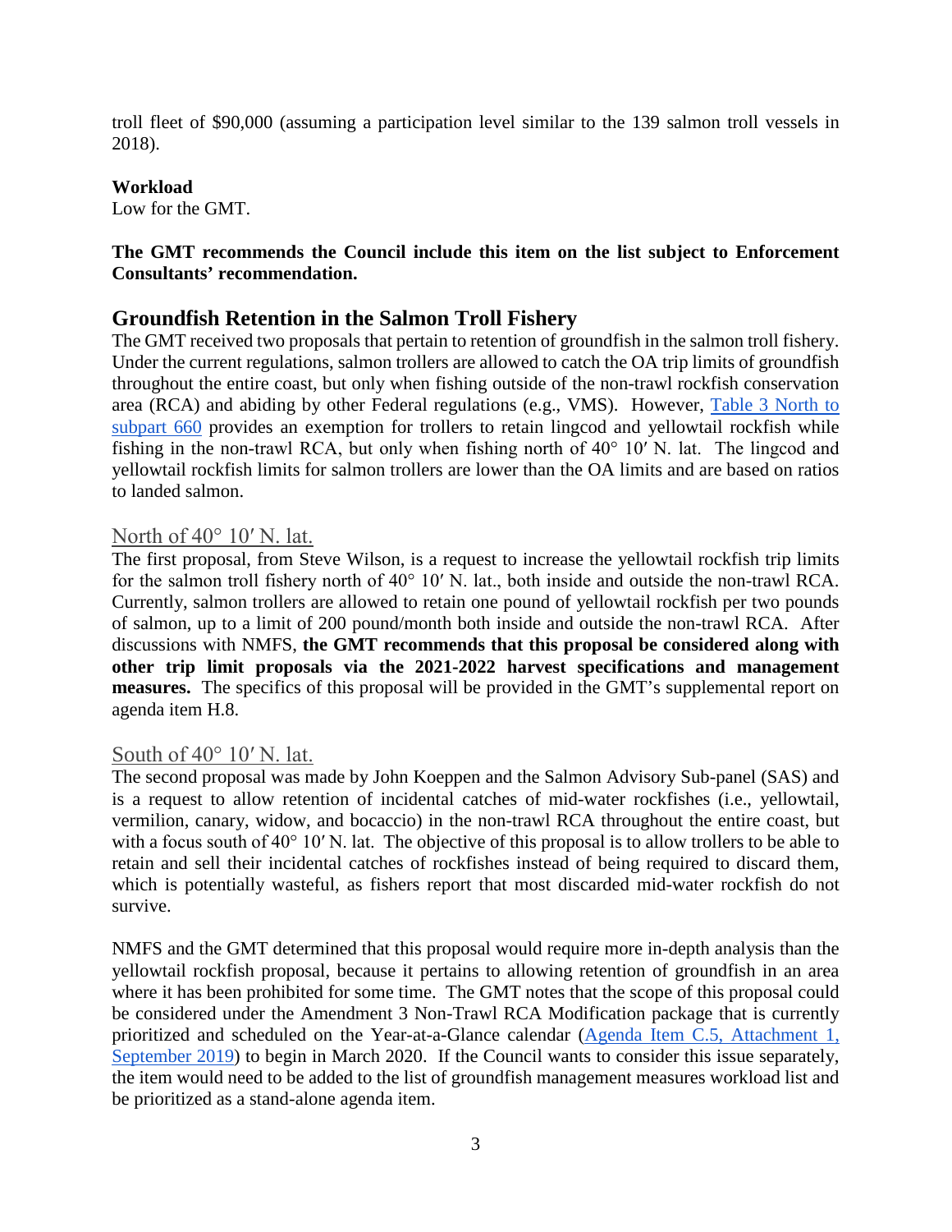troll fleet of $90,000 (assuming a participation level similar to the 139 salmon troll vessels in 2018).

**Workload**
Low for the GMT.

**The GMT recommends the Council include this item on the list subject to Enforcement Consultants' recommendation.**

## Groundfish Retention in the Salmon Troll Fishery

The GMT received two proposals that pertain to retention of groundfish in the salmon troll fishery. Under the current regulations, salmon trollers are allowed to catch the OA trip limits of groundfish throughout the entire coast, but only when fishing outside of the non-trawl rockfish conservation area (RCA) and abiding by other Federal regulations (e.g., VMS). However, [Table 3 North to subpart 660] provides an exemption for trollers to retain lingcod and yellowtail rockfish while fishing in the non-trawl RCA, but only when fishing north of 40° 10′ N. lat. The lingcod and yellowtail rockfish limits for salmon trollers are lower than the OA limits and are based on ratios to landed salmon.

### North of 40° 10′ N. lat.

The first proposal, from Steve Wilson, is a request to increase the yellowtail rockfish trip limits for the salmon troll fishery north of 40° 10′ N. lat., both inside and outside the non-trawl RCA. Currently, salmon trollers are allowed to retain one pound of yellowtail rockfish per two pounds of salmon, up to a limit of 200 pound/month both inside and outside the non-trawl RCA. After discussions with NMFS, **the GMT recommends that this proposal be considered along with other trip limit proposals via the 2021-2022 harvest specifications and management measures.** The specifics of this proposal will be provided in the GMT's supplemental report on agenda item H.8.

### South of 40° 10′ N. lat.

The second proposal was made by John Koeppen and the Salmon Advisory Sub-panel (SAS) and is a request to allow retention of incidental catches of mid-water rockfishes (i.e., yellowtail, vermilion, canary, widow, and bocaccio) in the non-trawl RCA throughout the entire coast, but with a focus south of 40° 10′ N. lat. The objective of this proposal is to allow trollers to be able to retain and sell their incidental catches of rockfishes instead of being required to discard them, which is potentially wasteful, as fishers report that most discarded mid-water rockfish do not survive.

NMFS and the GMT determined that this proposal would require more in-depth analysis than the yellowtail rockfish proposal, because it pertains to allowing retention of groundfish in an area where it has been prohibited for some time. The GMT notes that the scope of this proposal could be considered under the Amendment 3 Non-Trawl RCA Modification package that is currently prioritized and scheduled on the Year-at-a-Glance calendar ([Agenda Item C.5, Attachment 1, September 2019]) to begin in March 2020. If the Council wants to consider this issue separately, the item would need to be added to the list of groundfish management measures workload list and be prioritized as a stand-alone agenda item.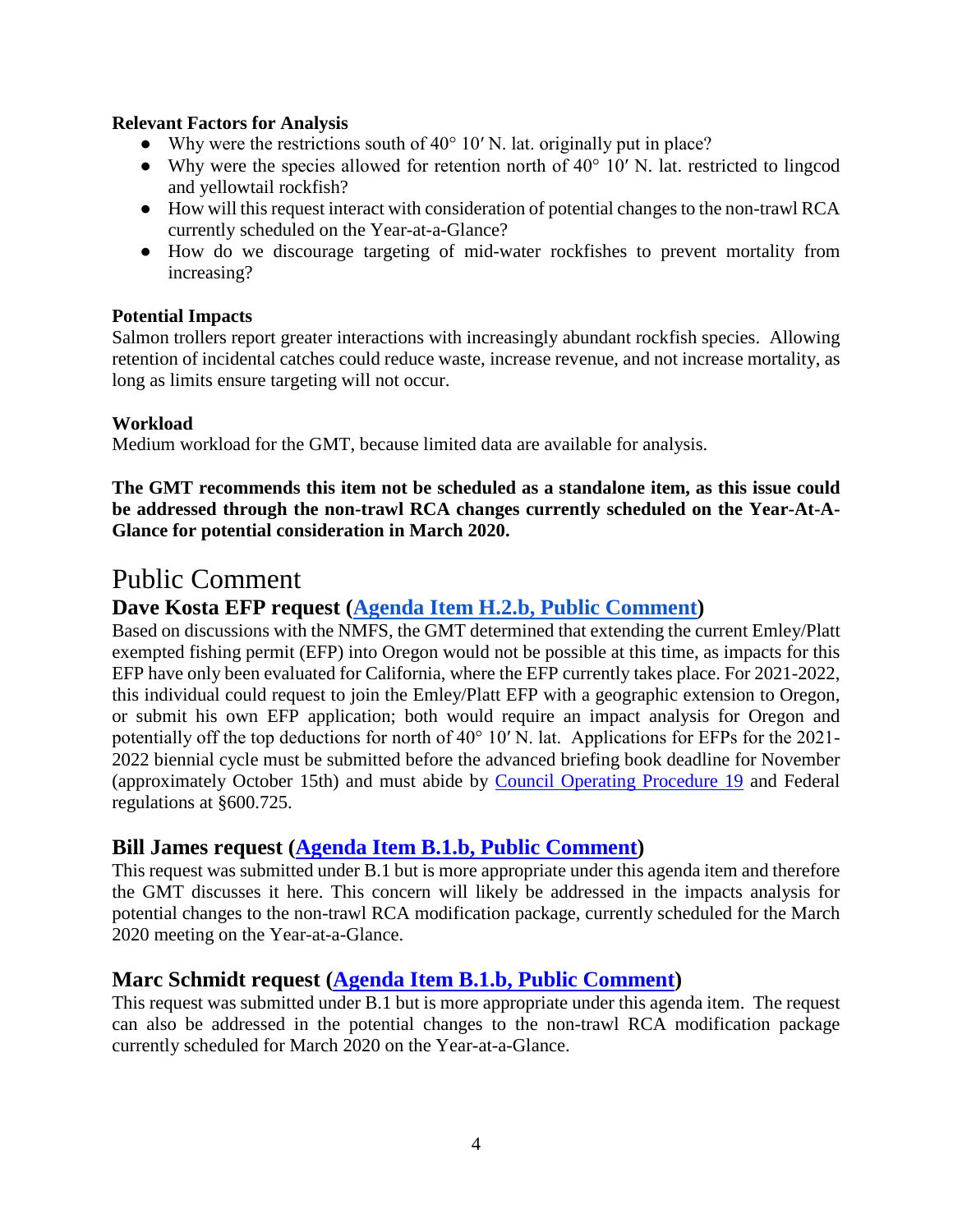**Relevant Factors for Analysis**

- Why were the restrictions south of 40° 10′ N. lat. originally put in place?
- Why were the species allowed for retention north of 40° 10′ N. lat. restricted to lingcod and yellowtail rockfish?
- How will this request interact with consideration of potential changes to the non-trawl RCA currently scheduled on the Year-at-a-Glance?
- How do we discourage targeting of mid-water rockfishes to prevent mortality from increasing?

**Potential Impacts**

Salmon trollers report greater interactions with increasingly abundant rockfish species. Allowing retention of incidental catches could reduce waste, increase revenue, and not increase mortality, as long as limits ensure targeting will not occur.

**Workload**

Medium workload for the GMT, because limited data are available for analysis.

**The GMT recommends this item not be scheduled as a standalone item, as this issue could be addressed through the non-trawl RCA changes currently scheduled on the Year-At-A-Glance for potential consideration in March 2020.**

# Public Comment

## Dave Kosta EFP request (Agenda Item H.2.b, Public Comment)

Based on discussions with the NMFS, the GMT determined that extending the current Emley/Platt exempted fishing permit (EFP) into Oregon would not be possible at this time, as impacts for this EFP have only been evaluated for California, where the EFP currently takes place. For 2021-2022, this individual could request to join the Emley/Platt EFP with a geographic extension to Oregon, or submit his own EFP application; both would require an impact analysis for Oregon and potentially off the top deductions for north of 40° 10′ N. lat. Applications for EFPs for the 2021-2022 biennial cycle must be submitted before the advanced briefing book deadline for November (approximately October 15th) and must abide by Council Operating Procedure 19 and Federal regulations at §600.725.

## Bill James request (Agenda Item B.1.b, Public Comment)

This request was submitted under B.1 but is more appropriate under this agenda item and therefore the GMT discusses it here. This concern will likely be addressed in the impacts analysis for potential changes to the non-trawl RCA modification package, currently scheduled for the March 2020 meeting on the Year-at-a-Glance.

## Marc Schmidt request (Agenda Item B.1.b, Public Comment)

This request was submitted under B.1 but is more appropriate under this agenda item. The request can also be addressed in the potential changes to the non-trawl RCA modification package currently scheduled for March 2020 on the Year-at-a-Glance.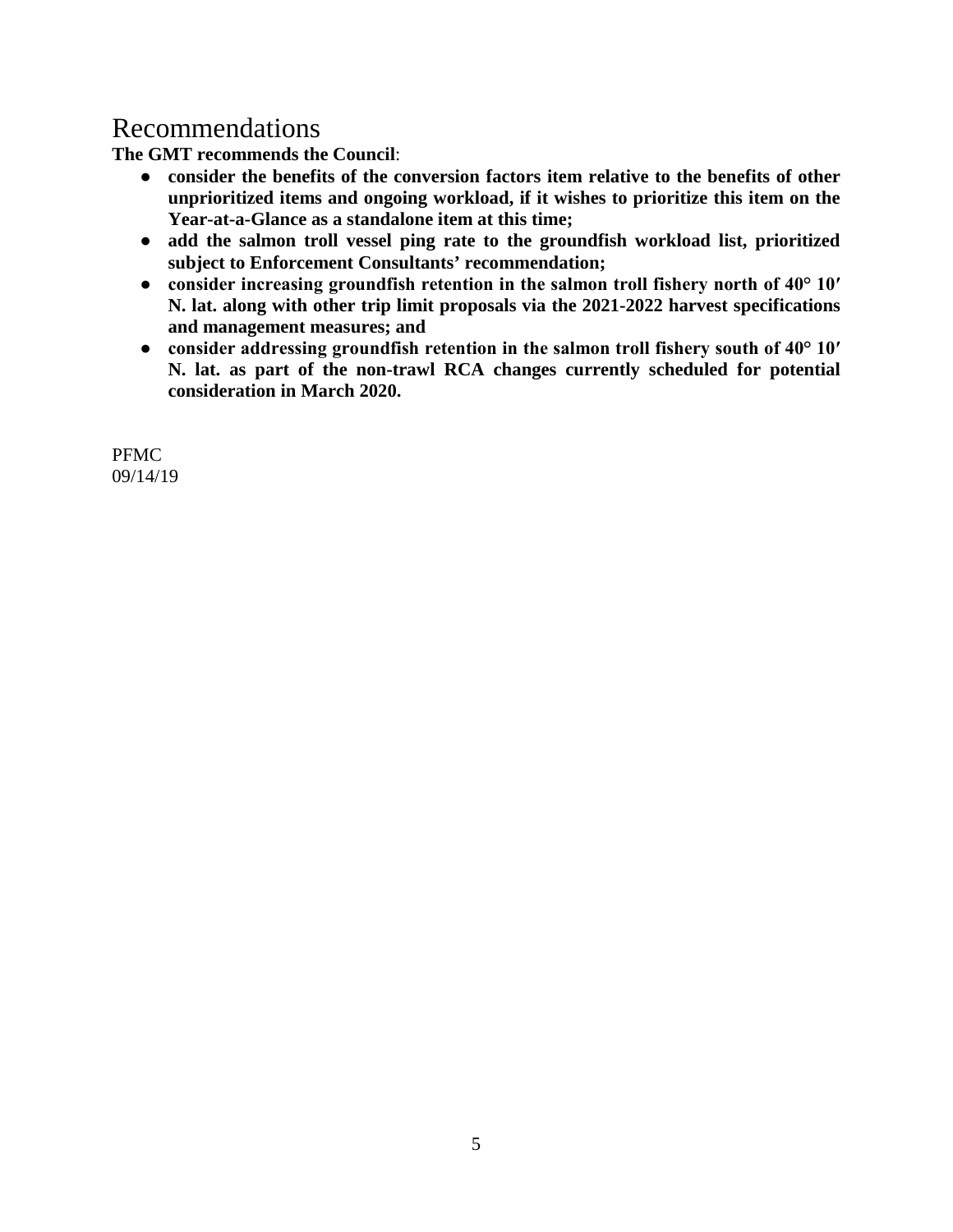## Recommendations

**The GMT recommends the Council**:

- **consider the benefits of the conversion factors item relative to the benefits of other unprioritized items and ongoing workload, if it wishes to prioritize this item on the Year-at-a-Glance as a standalone item at this time;**
- **add the salmon troll vessel ping rate to the groundfish workload list, prioritized subject to Enforcement Consultants' recommendation;**
- **consider increasing groundfish retention in the salmon troll fishery north of 40° 10′ N. lat. along with other trip limit proposals via the 2021-2022 harvest specifications and management measures; and**
- **consider addressing groundfish retention in the salmon troll fishery south of 40° 10′ N. lat. as part of the non-trawl RCA changes currently scheduled for potential consideration in March 2020.**

PFMC
09/14/19